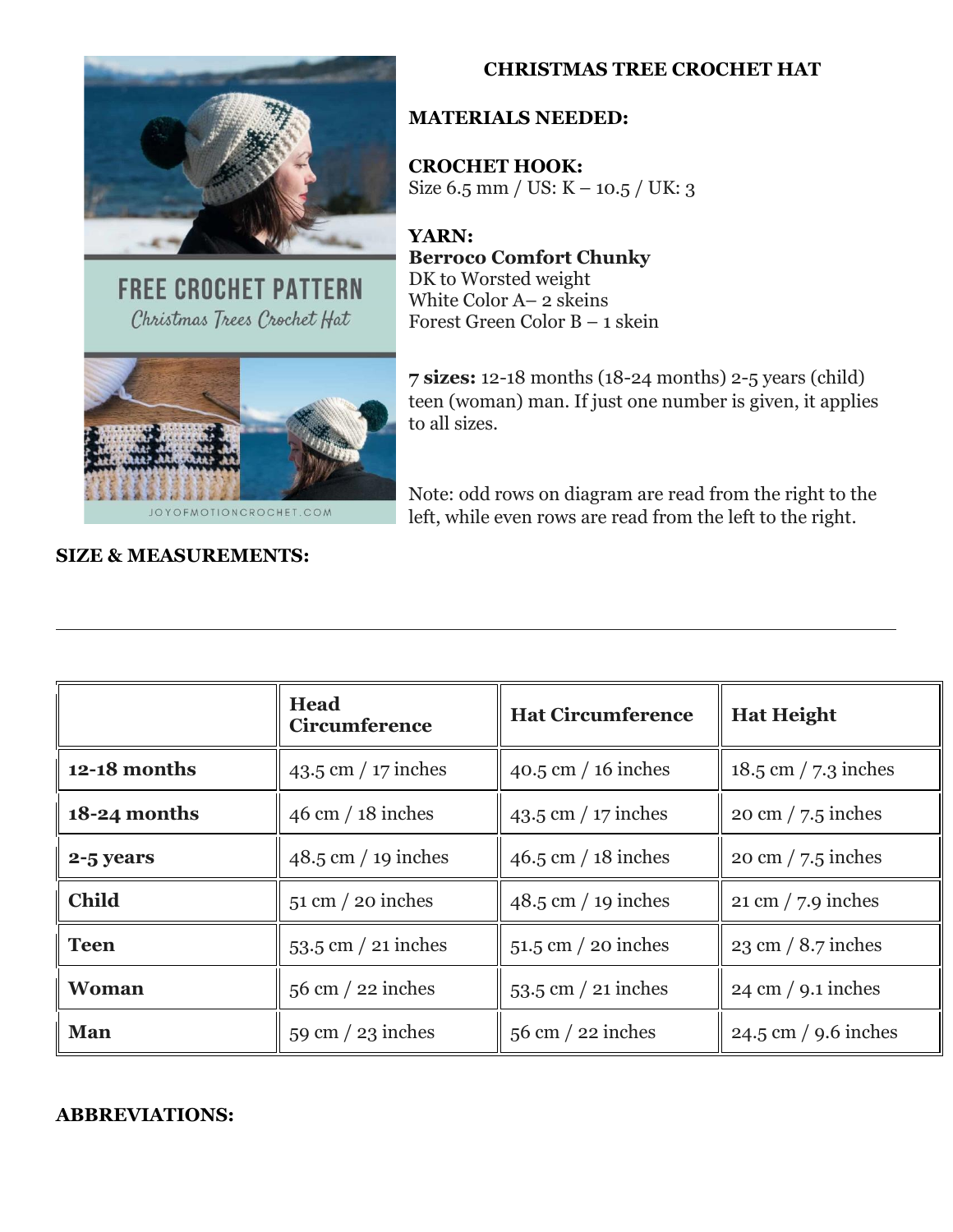# CHRISTMAS TREE CROCHET HAT

**MATERIALS NEEDED:**

**CROCHET HOOK:**
Size 6.5 mm / US: K – 10.5 / UK: 3

**YARN:**
**Berroco Comfort Chunky**
DK to Worsted weight
White Color A– 2 skeins
Forest Green Color B – 1 skein

**7 sizes:** 12-18 months (18-24 months) 2-5 years (child) teen (woman) man. If just one number is given, it applies to all sizes.

Note: odd rows on diagram are read from the right to the left, while even rows are read from the left to the right.

**SIZE & MEASUREMENTS:**

---

| | **Head Circumference** | **Hat Circumference** | **Hat Height** |
|---|---|---|---|
| **12-18 months** | 43.5 cm / 17 inches | 40.5 cm / 16 inches | 18.5 cm / 7.3 inches |
| **18-24 months** | 46 cm / 18 inches | 43.5 cm / 17 inches | 20 cm / 7.5 inches |
| **2-5 years** | 48.5 cm / 19 inches | 46.5 cm / 18 inches | 20 cm / 7.5 inches |
| **Child** | 51 cm / 20 inches | 48.5 cm / 19 inches | 21 cm / 7.9 inches |
| **Teen** | 53.5 cm / 21 inches | 51.5 cm / 20 inches | 23 cm / 8.7 inches |
| **Woman** | 56 cm / 22 inches | 53.5 cm / 21 inches | 24 cm / 9.1 inches |
| **Man** | 59 cm / 23 inches | 56 cm / 22 inches | 24.5 cm / 9.6 inches |

**ABBREVIATIONS:**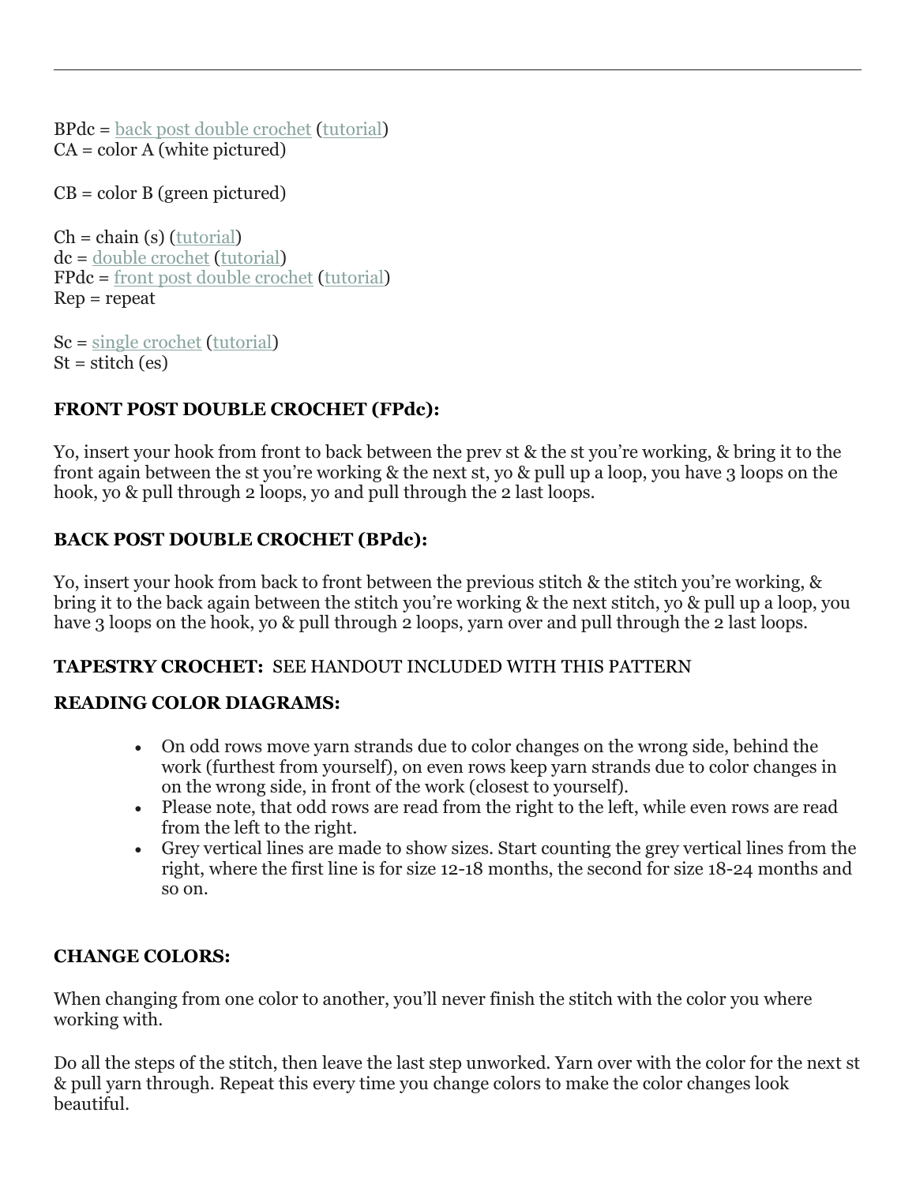BPdc = back post double crochet (tutorial)
CA = color A (white pictured)

CB = color B (green pictured)

Ch = chain (s) (tutorial)
dc = double crochet (tutorial)
FPdc = front post double crochet (tutorial)
Rep = repeat

Sc = single crochet (tutorial)
St = stitch (es)

**FRONT POST DOUBLE CROCHET (FPdc):**

Yo, insert your hook from front to back between the prev st & the st you're working, & bring it to the front again between the st you're working & the next st, yo & pull up a loop, you have 3 loops on the hook, yo & pull through 2 loops, yo and pull through the 2 last loops.

**BACK POST DOUBLE CROCHET (BPdc):**

Yo, insert your hook from back to front between the previous stitch & the stitch you're working, & bring it to the back again between the stitch you're working & the next stitch, yo & pull up a loop, you have 3 loops on the hook, yo & pull through 2 loops, yarn over and pull through the 2 last loops.

**TAPESTRY CROCHET:** SEE HANDOUT INCLUDED WITH THIS PATTERN

**READING COLOR DIAGRAMS:**

- On odd rows move yarn strands due to color changes on the wrong side, behind the work (furthest from yourself), on even rows keep yarn strands due to color changes in on the wrong side, in front of the work (closest to yourself).
- Please note, that odd rows are read from the right to the left, while even rows are read from the left to the right.
- Grey vertical lines are made to show sizes. Start counting the grey vertical lines from the right, where the first line is for size 12-18 months, the second for size 18-24 months and so on.

**CHANGE COLORS:**

When changing from one color to another, you'll never finish the stitch with the color you where working with.

Do all the steps of the stitch, then leave the last step unworked. Yarn over with the color for the next st & pull yarn through. Repeat this every time you change colors to make the color changes look beautiful.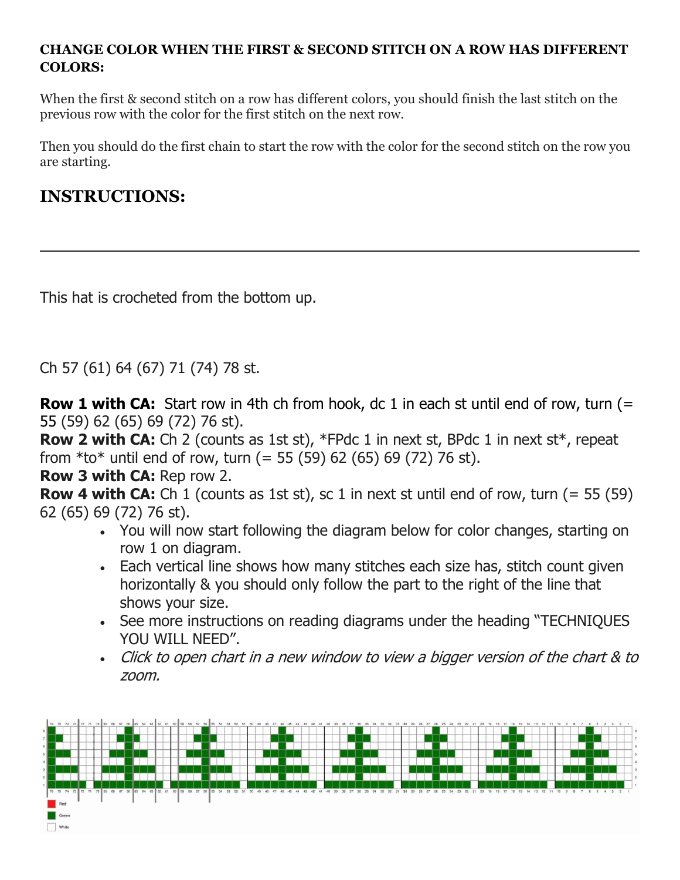**CHANGE COLOR WHEN THE FIRST & SECOND STITCH ON A ROW HAS DIFFERENT COLORS:**

When the first & second stitch on a row has different colors, you should finish the last stitch on the previous row with the color for the first stitch on the next row.

Then you should do the first chain to start the row with the color for the second stitch on the row you are starting.

## INSTRUCTIONS:

---

This hat is crocheted from the bottom up.

Ch 57 (61) 64 (67) 71 (74) 78 st.

**Row 1 with CA:** Start row in 4th ch from hook, dc 1 in each st until end of row, turn (= 55 (59) 62 (65) 69 (72) 76 st).
**Row 2 with CA:** Ch 2 (counts as 1st st), *FPdc 1 in next st, BPdc 1 in next st*, repeat from *to* until end of row, turn (= 55 (59) 62 (65) 69 (72) 76 st).
**Row 3 with CA:** Rep row 2.
**Row 4 with CA:** Ch 1 (counts as 1st st), sc 1 in next st until end of row, turn (= 55 (59) 62 (65) 69 (72) 76 st).

- You will now start following the diagram below for color changes, starting on row 1 on diagram.
- Each vertical line shows how many stitches each size has, stitch count given horizontally & you should only follow the part to the right of the line that shows your size.
- See more instructions on reading diagrams under the heading "TECHNIQUES YOU WILL NEED".
- *Click to open chart in a new window to view a bigger version of the chart & to zoom.*

Red
Green
White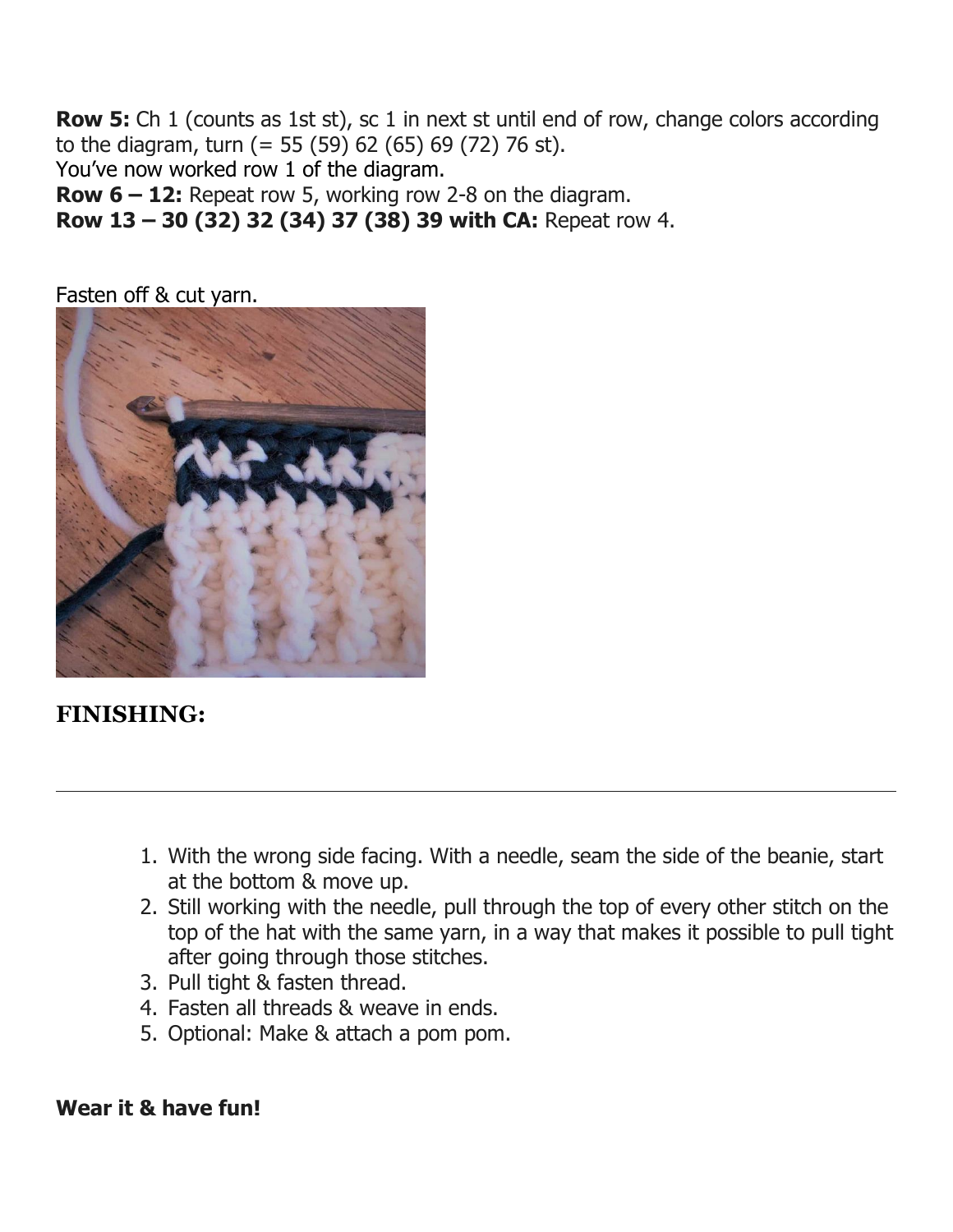**Row 5:** Ch 1 (counts as 1st st), sc 1 in next st until end of row, change colors according to the diagram, turn (= 55 (59) 62 (65) 69 (72) 76 st).
You've now worked row 1 of the diagram.
**Row 6 – 12:** Repeat row 5, working row 2-8 on the diagram.
**Row 13 – 30 (32) 32 (34) 37 (38) 39 with CA:** Repeat row 4.

Fasten off & cut yarn.

## FINISHING:

---

1. With the wrong side facing. With a needle, seam the side of the beanie, start at the bottom & move up.
2. Still working with the needle, pull through the top of every other stitch on the top of the hat with the same yarn, in a way that makes it possible to pull tight after going through those stitches.
3. Pull tight & fasten thread.
4. Fasten all threads & weave in ends.
5. Optional: Make & attach a pom pom.

**Wear it & have fun!**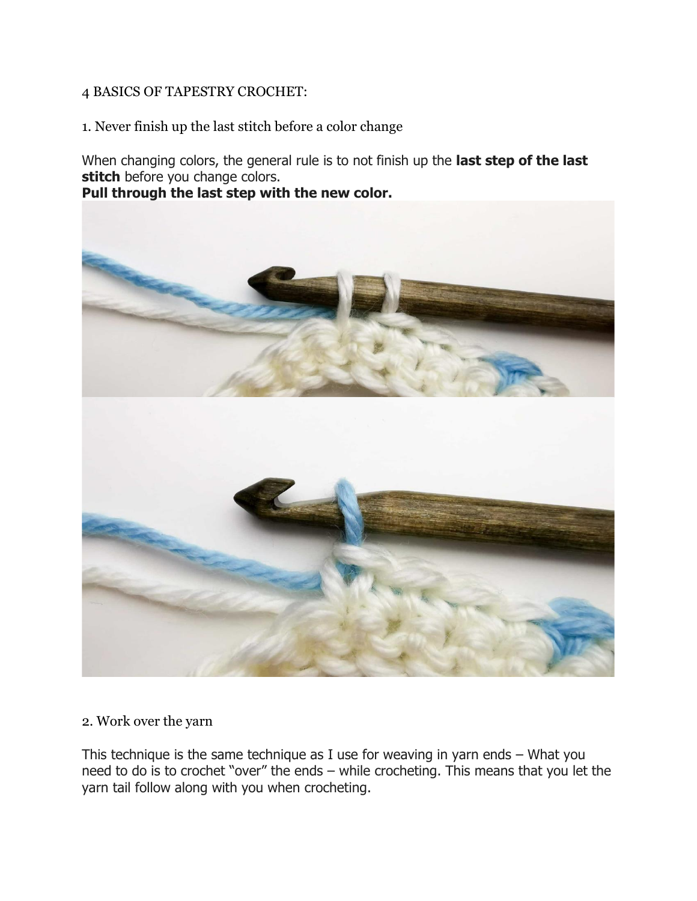4 BASICS OF TAPESTRY CROCHET:

1. Never finish up the last stitch before a color change

When changing colors, the general rule is to not finish up the **last step of the last stitch** before you change colors.
**Pull through the last step with the new color.**

2. Work over the yarn

This technique is the same technique as I use for weaving in yarn ends – What you need to do is to crochet "over" the ends – while crocheting. This means that you let the yarn tail follow along with you when crocheting.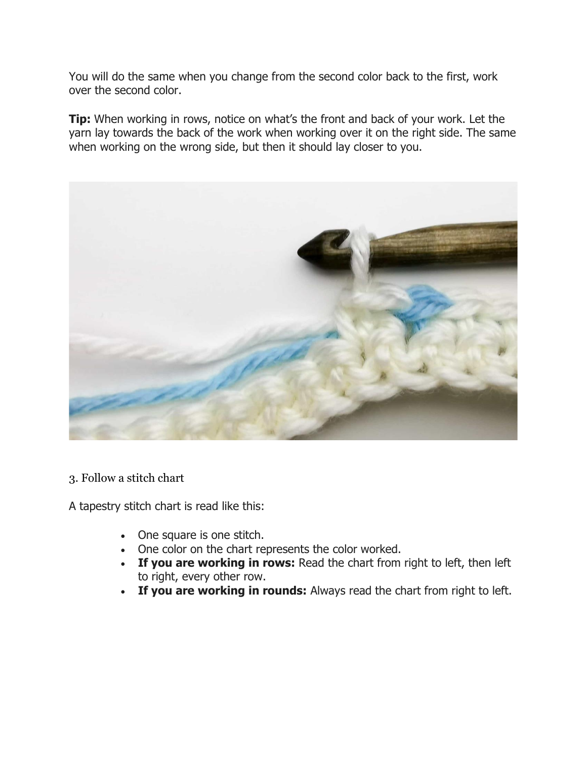You will do the same when you change from the second color back to the first, work over the second color.

**Tip:** When working in rows, notice on what's the front and back of your work. Let the yarn lay towards the back of the work when working over it on the right side. The same when working on the wrong side, but then it should lay closer to you.

3. Follow a stitch chart

A tapestry stitch chart is read like this:

- One square is one stitch.
- One color on the chart represents the color worked.
- **If you are working in rows:** Read the chart from right to left, then left to right, every other row.
- **If you are working in rounds:** Always read the chart from right to left.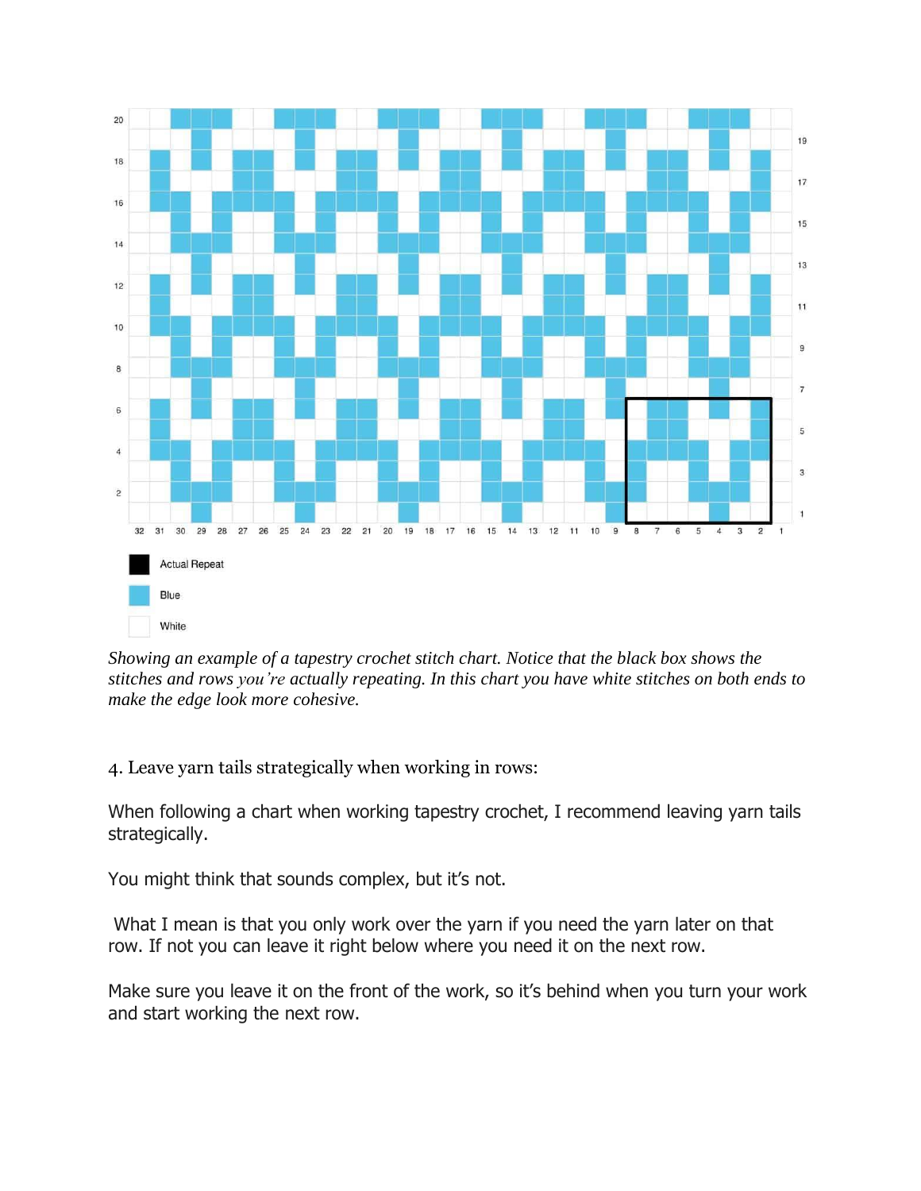*Showing an example of a tapestry crochet stitch chart. Notice that the black box shows the stitches and rows you're actually repeating. In this chart you have white stitches on both ends to make the edge look more cohesive.*

4. Leave yarn tails strategically when working in rows:

When following a chart when working tapestry crochet, I recommend leaving yarn tails strategically.

You might think that sounds complex, but it's not.

What I mean is that you only work over the yarn if you need the yarn later on that row. If not you can leave it right below where you need it on the next row.

Make sure you leave it on the front of the work, so it's behind when you turn your work and start working the next row.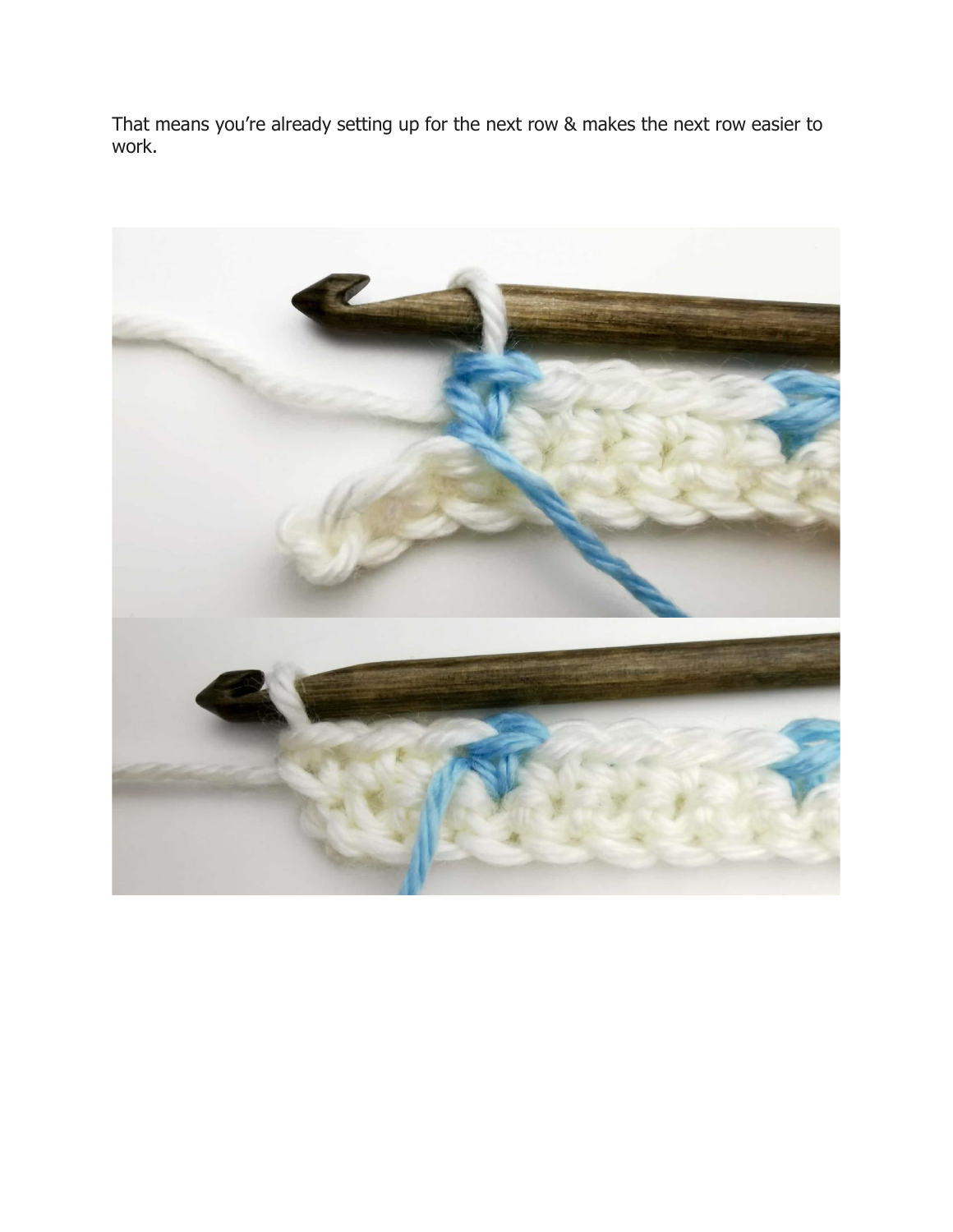That means you're already setting up for the next row & makes the next row easier to work.